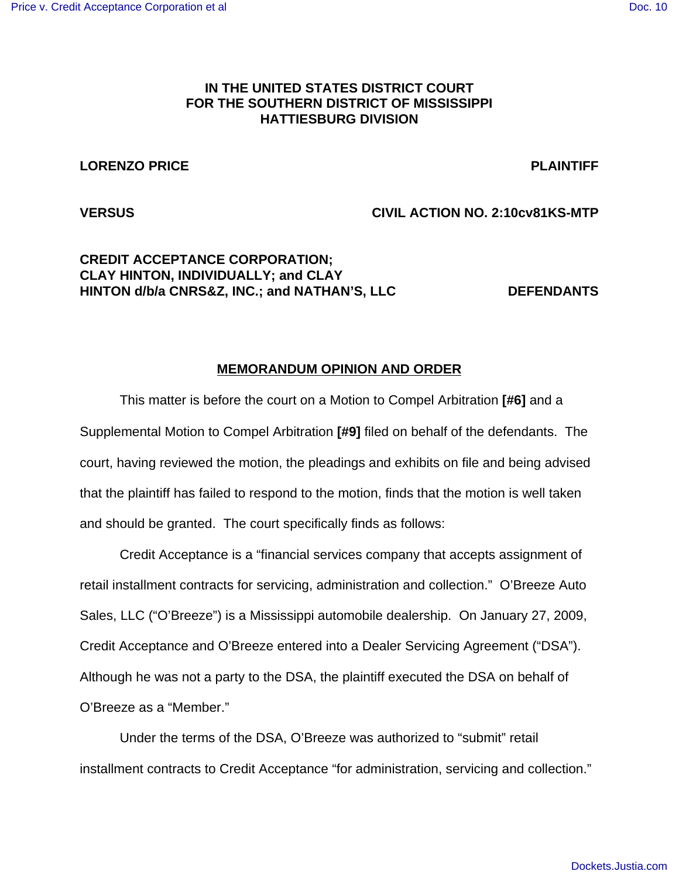**IN THE UNITED STATES DISTRICT COURT**
**FOR THE SOUTHERN DISTRICT OF MISSISSIPPI**
**HATTIESBURG DIVISION**

**LORENZO PRICE** **PLAINTIFF**

**VERSUS** **CIVIL ACTION NO. 2:10cv81KS-MTP**

**CREDIT ACCEPTANCE CORPORATION; CLAY HINTON, INDIVIDUALLY; and CLAY HINTON d/b/a CNRS&Z, INC.; and NATHAN'S, LLC** **DEFENDANTS**

## MEMORANDUM OPINION AND ORDER

This matter is before the court on a Motion to Compel Arbitration **[#6]** and a Supplemental Motion to Compel Arbitration **[#9]** filed on behalf of the defendants. The court, having reviewed the motion, the pleadings and exhibits on file and being advised that the plaintiff has failed to respond to the motion, finds that the motion is well taken and should be granted. The court specifically finds as follows:

Credit Acceptance is a "financial services company that accepts assignment of retail installment contracts for servicing, administration and collection." O'Breeze Auto Sales, LLC ("O'Breeze") is a Mississippi automobile dealership. On January 27, 2009, Credit Acceptance and O'Breeze entered into a Dealer Servicing Agreement ("DSA"). Although he was not a party to the DSA, the plaintiff executed the DSA on behalf of O'Breeze as a "Member."

Under the terms of the DSA, O'Breeze was authorized to "submit" retail installment contracts to Credit Acceptance "for administration, servicing and collection."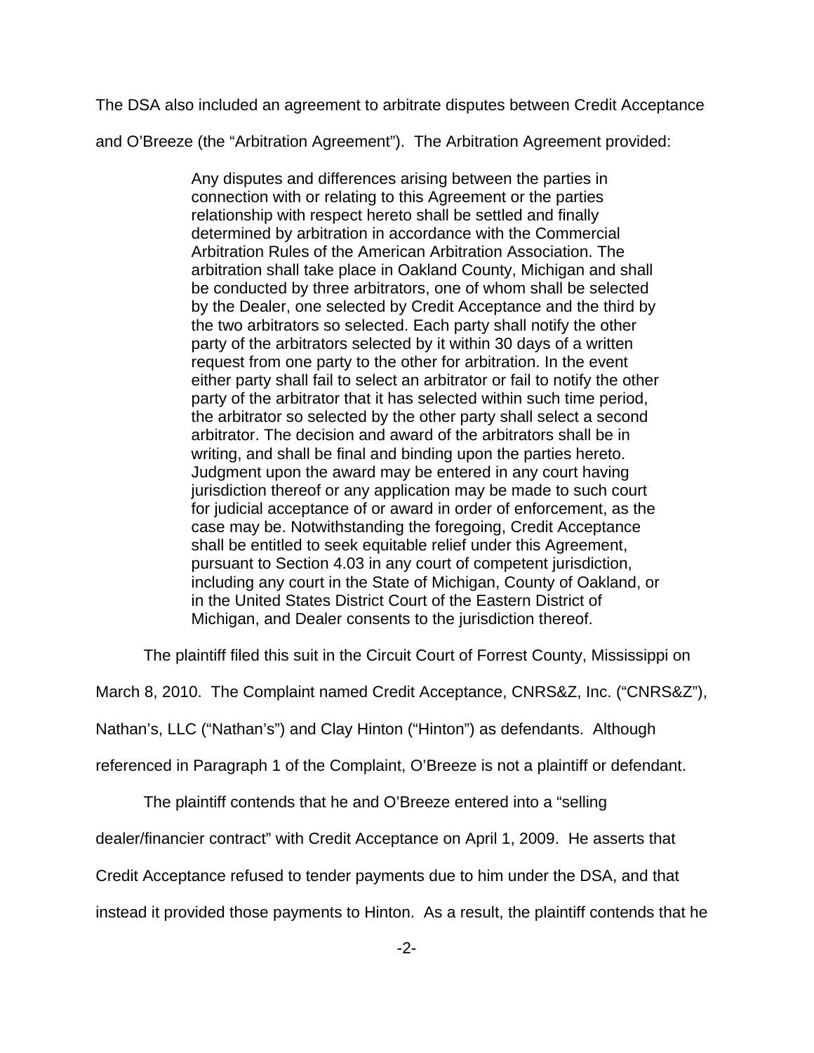The DSA also included an agreement to arbitrate disputes between Credit Acceptance and O'Breeze (the "Arbitration Agreement"). The Arbitration Agreement provided:

> Any disputes and differences arising between the parties in connection with or relating to this Agreement or the parties relationship with respect hereto shall be settled and finally determined by arbitration in accordance with the Commercial Arbitration Rules of the American Arbitration Association. The arbitration shall take place in Oakland County, Michigan and shall be conducted by three arbitrators, one of whom shall be selected by the Dealer, one selected by Credit Acceptance and the third by the two arbitrators so selected. Each party shall notify the other party of the arbitrators selected by it within 30 days of a written request from one party to the other for arbitration. In the event either party shall fail to select an arbitrator or fail to notify the other party of the arbitrator that it has selected within such time period, the arbitrator so selected by the other party shall select a second arbitrator. The decision and award of the arbitrators shall be in writing, and shall be final and binding upon the parties hereto. Judgment upon the award may be entered in any court having jurisdiction thereof or any application may be made to such court for judicial acceptance of or award in order of enforcement, as the case may be. Notwithstanding the foregoing, Credit Acceptance shall be entitled to seek equitable relief under this Agreement, pursuant to Section 4.03 in any court of competent jurisdiction, including any court in the State of Michigan, County of Oakland, or in the United States District Court of the Eastern District of Michigan, and Dealer consents to the jurisdiction thereof.

The plaintiff filed this suit in the Circuit Court of Forrest County, Mississippi on March 8, 2010. The Complaint named Credit Acceptance, CNRS&Z, Inc. ("CNRS&Z"), Nathan's, LLC ("Nathan's") and Clay Hinton ("Hinton") as defendants. Although referenced in Paragraph 1 of the Complaint, O'Breeze is not a plaintiff or defendant.

The plaintiff contends that he and O'Breeze entered into a "selling dealer/financier contract" with Credit Acceptance on April 1, 2009. He asserts that Credit Acceptance refused to tender payments due to him under the DSA, and that instead it provided those payments to Hinton. As a result, the plaintiff contends that he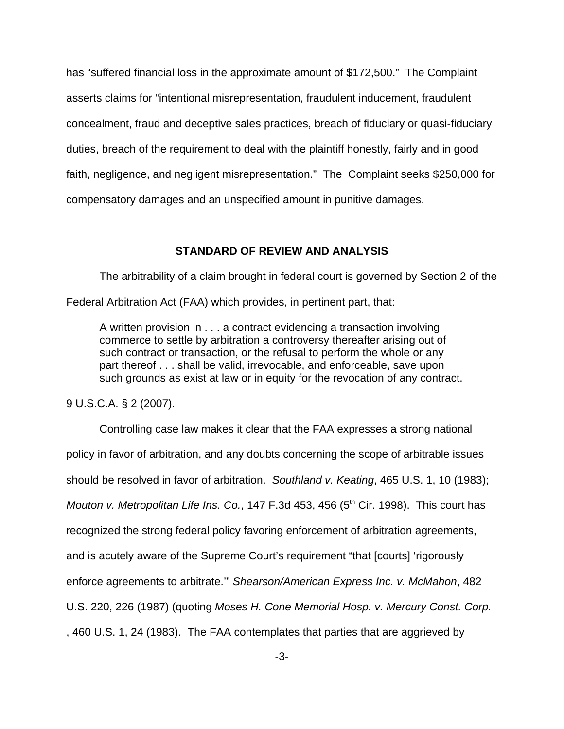has "suffered financial loss in the approximate amount of $172,500." The Complaint asserts claims for "intentional misrepresentation, fraudulent inducement, fraudulent concealment, fraud and deceptive sales practices, breach of fiduciary or quasi-fiduciary duties, breach of the requirement to deal with the plaintiff honestly, fairly and in good faith, negligence, and negligent misrepresentation." The Complaint seeks $250,000 for compensatory damages and an unspecified amount in punitive damages.

## **STANDARD OF REVIEW AND ANALYSIS**

The arbitrability of a claim brought in federal court is governed by Section 2 of the Federal Arbitration Act (FAA) which provides, in pertinent part, that:

> A written provision in . . . a contract evidencing a transaction involving commerce to settle by arbitration a controversy thereafter arising out of such contract or transaction, or the refusal to perform the whole or any part thereof . . . shall be valid, irrevocable, and enforceable, save upon such grounds as exist at law or in equity for the revocation of any contract.

9 U.S.C.A. § 2 (2007).

Controlling case law makes it clear that the FAA expresses a strong national policy in favor of arbitration, and any doubts concerning the scope of arbitrable issues should be resolved in favor of arbitration. *Southland v. Keating*, 465 U.S. 1, 10 (1983); *Mouton v. Metropolitan Life Ins. Co.*, 147 F.3d 453, 456 (5th Cir. 1998). This court has recognized the strong federal policy favoring enforcement of arbitration agreements, and is acutely aware of the Supreme Court's requirement "that [courts] 'rigorously enforce agreements to arbitrate.'" *Shearson/American Express Inc. v. McMahon*, 482 U.S. 220, 226 (1987) (quoting *Moses H. Cone Memorial Hosp. v. Mercury Const. Corp.*, 460 U.S. 1, 24 (1983). The FAA contemplates that parties that are aggrieved by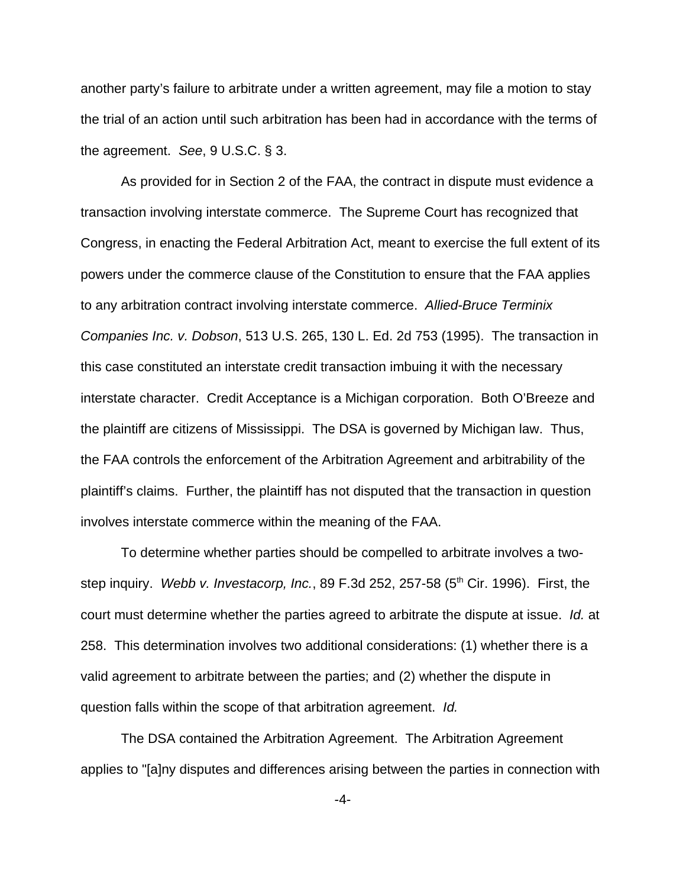another party's failure to arbitrate under a written agreement, may file a motion to stay the trial of an action until such arbitration has been had in accordance with the terms of the agreement. *See*, 9 U.S.C. § 3.

As provided for in Section 2 of the FAA, the contract in dispute must evidence a transaction involving interstate commerce. The Supreme Court has recognized that Congress, in enacting the Federal Arbitration Act, meant to exercise the full extent of its powers under the commerce clause of the Constitution to ensure that the FAA applies to any arbitration contract involving interstate commerce. *Allied-Bruce Terminix Companies Inc. v. Dobson*, 513 U.S. 265, 130 L. Ed. 2d 753 (1995). The transaction in this case constituted an interstate credit transaction imbuing it with the necessary interstate character. Credit Acceptance is a Michigan corporation. Both O'Breeze and the plaintiff are citizens of Mississippi. The DSA is governed by Michigan law. Thus, the FAA controls the enforcement of the Arbitration Agreement and arbitrability of the plaintiff's claims. Further, the plaintiff has not disputed that the transaction in question involves interstate commerce within the meaning of the FAA.

To determine whether parties should be compelled to arbitrate involves a two-step inquiry. *Webb v. Investacorp, Inc.*, 89 F.3d 252, 257-58 (5th Cir. 1996). First, the court must determine whether the parties agreed to arbitrate the dispute at issue. *Id.* at 258. This determination involves two additional considerations: (1) whether there is a valid agreement to arbitrate between the parties; and (2) whether the dispute in question falls within the scope of that arbitration agreement. *Id.*

The DSA contained the Arbitration Agreement. The Arbitration Agreement applies to "[a]ny disputes and differences arising between the parties in connection with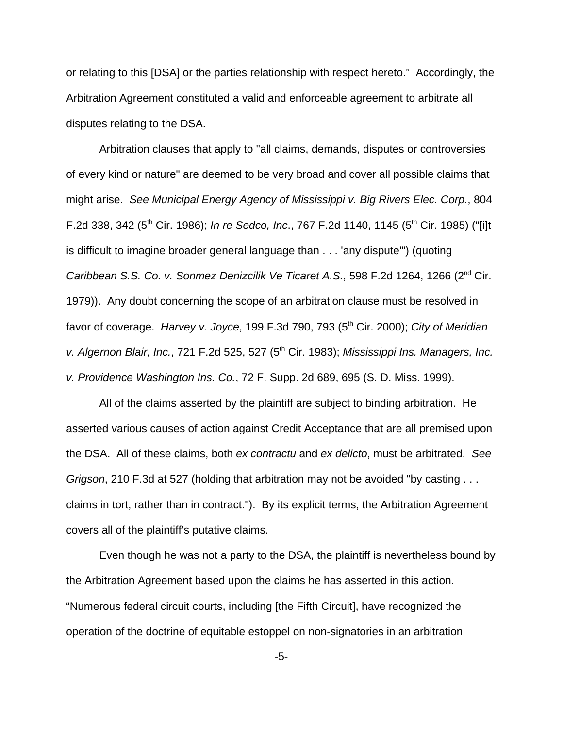or relating to this [DSA] or the parties relationship with respect hereto." Accordingly, the Arbitration Agreement constituted a valid and enforceable agreement to arbitrate all disputes relating to the DSA.

Arbitration clauses that apply to "all claims, demands, disputes or controversies of every kind or nature" are deemed to be very broad and cover all possible claims that might arise. *See Municipal Energy Agency of Mississippi v. Big Rivers Elec. Corp.*, 804 F.2d 338, 342 (5th Cir. 1986); *In re Sedco, Inc*., 767 F.2d 1140, 1145 (5th Cir. 1985) ("[i]t is difficult to imagine broader general language than . . . 'any dispute'") (quoting *Caribbean S.S. Co. v. Sonmez Denizcilik Ve Ticaret A.S.*, 598 F.2d 1264, 1266 (2nd Cir. 1979)). Any doubt concerning the scope of an arbitration clause must be resolved in favor of coverage. *Harvey v. Joyce*, 199 F.3d 790, 793 (5th Cir. 2000); *City of Meridian v. Algernon Blair, Inc.*, 721 F.2d 525, 527 (5th Cir. 1983); *Mississippi Ins. Managers, Inc. v. Providence Washington Ins. Co.*, 72 F. Supp. 2d 689, 695 (S. D. Miss. 1999).

All of the claims asserted by the plaintiff are subject to binding arbitration. He asserted various causes of action against Credit Acceptance that are all premised upon the DSA. All of these claims, both *ex contractu* and *ex delicto*, must be arbitrated. *See Grigson*, 210 F.3d at 527 (holding that arbitration may not be avoided "by casting . . . claims in tort, rather than in contract."). By its explicit terms, the Arbitration Agreement covers all of the plaintiff's putative claims.

Even though he was not a party to the DSA, the plaintiff is nevertheless bound by the Arbitration Agreement based upon the claims he has asserted in this action. "Numerous federal circuit courts, including [the Fifth Circuit], have recognized the operation of the doctrine of equitable estoppel on non-signatories in an arbitration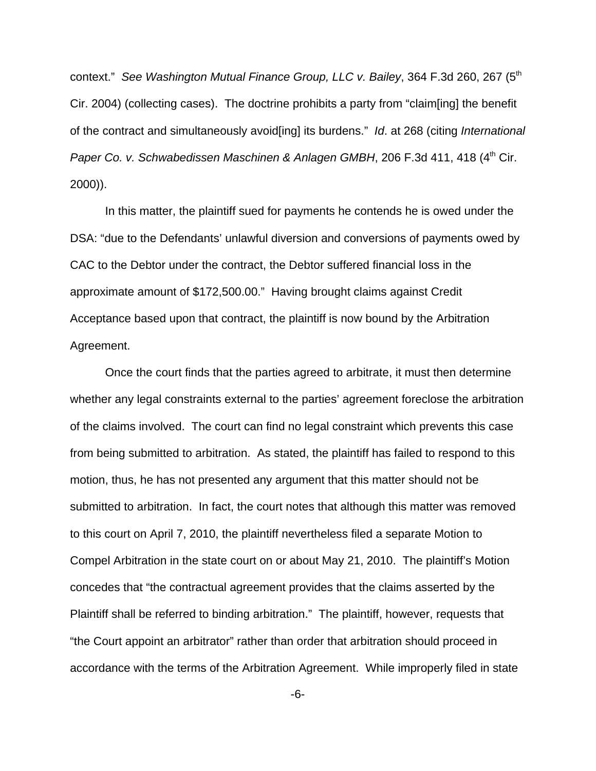context." *See Washington Mutual Finance Group, LLC v. Bailey*, 364 F.3d 260, 267 (5th Cir. 2004) (collecting cases). The doctrine prohibits a party from "claim[ing] the benefit of the contract and simultaneously avoid[ing] its burdens." *Id*. at 268 (citing *International Paper Co. v. Schwabedissen Maschinen & Anlagen GMBH*, 206 F.3d 411, 418 (4th Cir. 2000)).

In this matter, the plaintiff sued for payments he contends he is owed under the DSA: "due to the Defendants' unlawful diversion and conversions of payments owed by CAC to the Debtor under the contract, the Debtor suffered financial loss in the approximate amount of $172,500.00." Having brought claims against Credit Acceptance based upon that contract, the plaintiff is now bound by the Arbitration Agreement.

Once the court finds that the parties agreed to arbitrate, it must then determine whether any legal constraints external to the parties' agreement foreclose the arbitration of the claims involved. The court can find no legal constraint which prevents this case from being submitted to arbitration. As stated, the plaintiff has failed to respond to this motion, thus, he has not presented any argument that this matter should not be submitted to arbitration. In fact, the court notes that although this matter was removed to this court on April 7, 2010, the plaintiff nevertheless filed a separate Motion to Compel Arbitration in the state court on or about May 21, 2010. The plaintiff's Motion concedes that "the contractual agreement provides that the claims asserted by the Plaintiff shall be referred to binding arbitration." The plaintiff, however, requests that "the Court appoint an arbitrator" rather than order that arbitration should proceed in accordance with the terms of the Arbitration Agreement. While improperly filed in state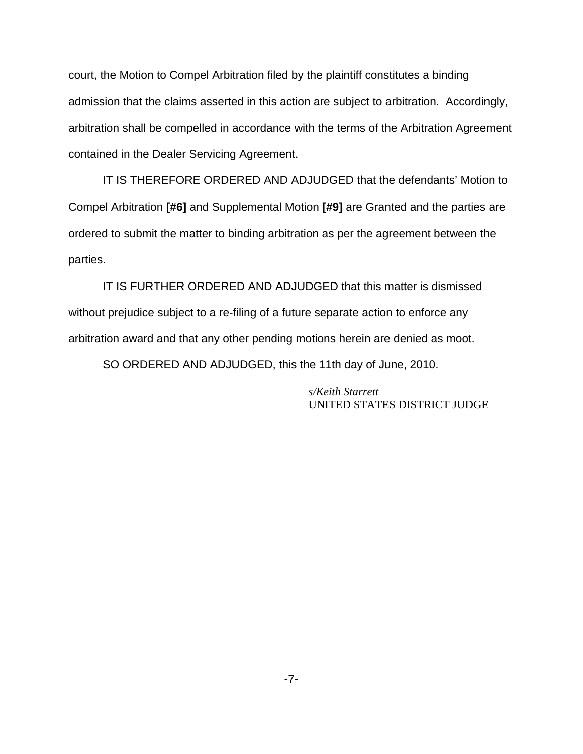court, the Motion to Compel Arbitration filed by the plaintiff constitutes a binding admission that the claims asserted in this action are subject to arbitration. Accordingly, arbitration shall be compelled in accordance with the terms of the Arbitration Agreement contained in the Dealer Servicing Agreement.

IT IS THEREFORE ORDERED AND ADJUDGED that the defendants' Motion to Compel Arbitration **[#6]** and Supplemental Motion **[#9]** are Granted and the parties are ordered to submit the matter to binding arbitration as per the agreement between the parties.

IT IS FURTHER ORDERED AND ADJUDGED that this matter is dismissed without prejudice subject to a re-filing of a future separate action to enforce any arbitration award and that any other pending motions herein are denied as moot.

SO ORDERED AND ADJUDGED, this the 11th day of June, 2010.

*s/Keith Starrett*
UNITED STATES DISTRICT JUDGE